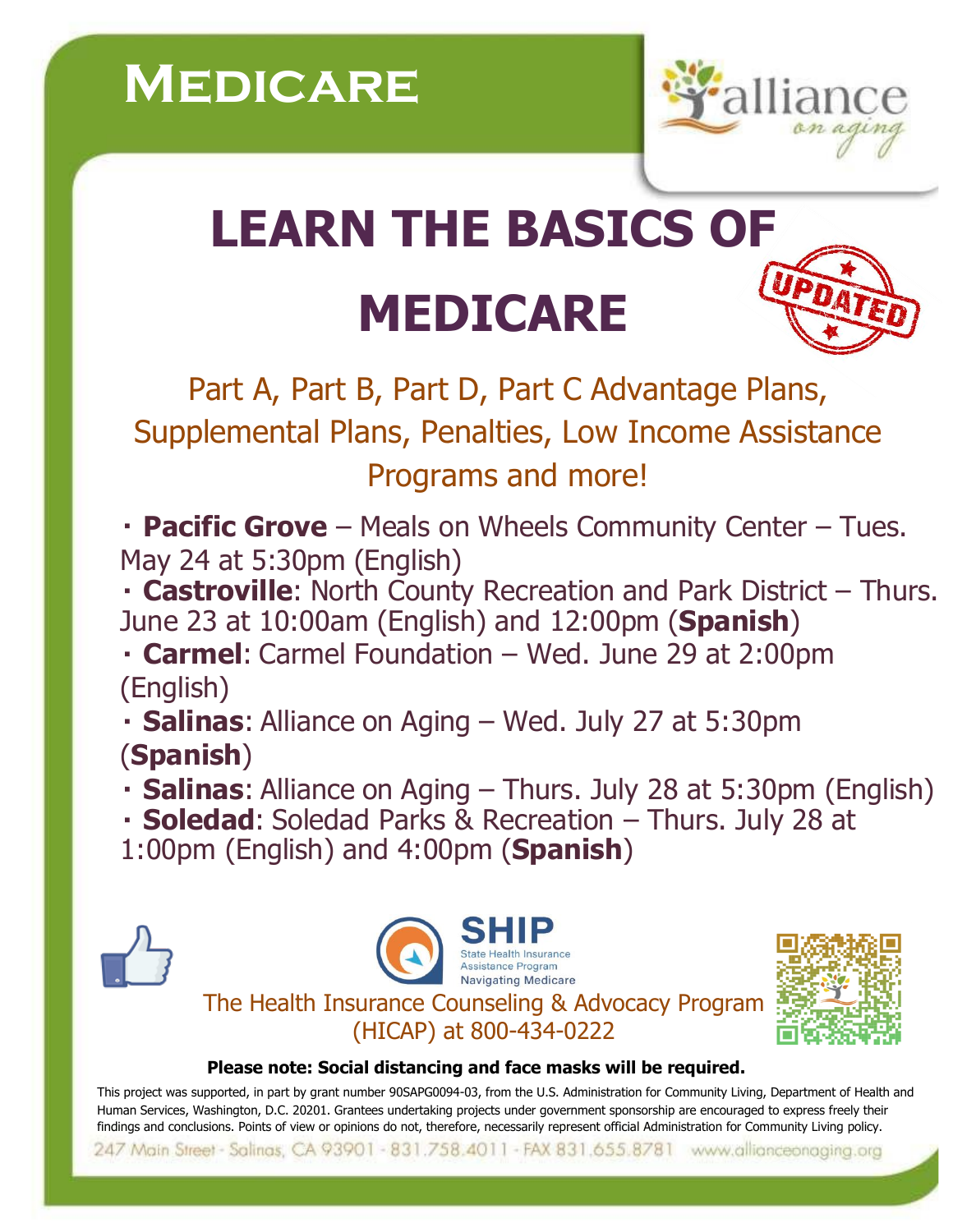# Medicare

alliance on aging

## LEARN THE BASICS OF MEDICARE

UPDATED

Part A, Part B, Part D, Part C Advantage Plans, Supplemental Plans, Penalties, Low Income Assistance Programs and more!

- **Pacific Grove** – Meals on Wheels Community Center – Tues. May 24 at 5:30pm (English)
- **Castroville**: North County Recreation and Park District – Thurs. June 23 at 10:00am (English) and 12:00pm (**Spanish**)
- **Carmel**: Carmel Foundation – Wed. June 29 at 2:00pm (English)
- **Salinas**: Alliance on Aging – Wed. July 27 at 5:30pm (**Spanish**)
- **Salinas**: Alliance on Aging – Thurs. July 28 at 5:30pm (English)
- **Soledad**: Soledad Parks & Recreation – Thurs. July 28 at 1:00pm (English) and 4:00pm (**Spanish**)

SHIP
State Health Insurance Assistance Program
Navigating Medicare

The Health Insurance Counseling & Advocacy Program (HICAP) at 800-434-0222

**Please note: Social distancing and face masks will be required.**

This project was supported, in part by grant number 90SAPG0094-03, from the U.S. Administration for Community Living, Department of Health and Human Services, Washington, D.C. 20201. Grantees undertaking projects under government sponsorship are encouraged to express freely their findings and conclusions. Points of view or opinions do not, therefore, necessarily represent official Administration for Community Living policy.

247 Main Street - Salinas, CA 93901 - 831.758.4011 - FAX 831.655.8781 www.allianceonaging.org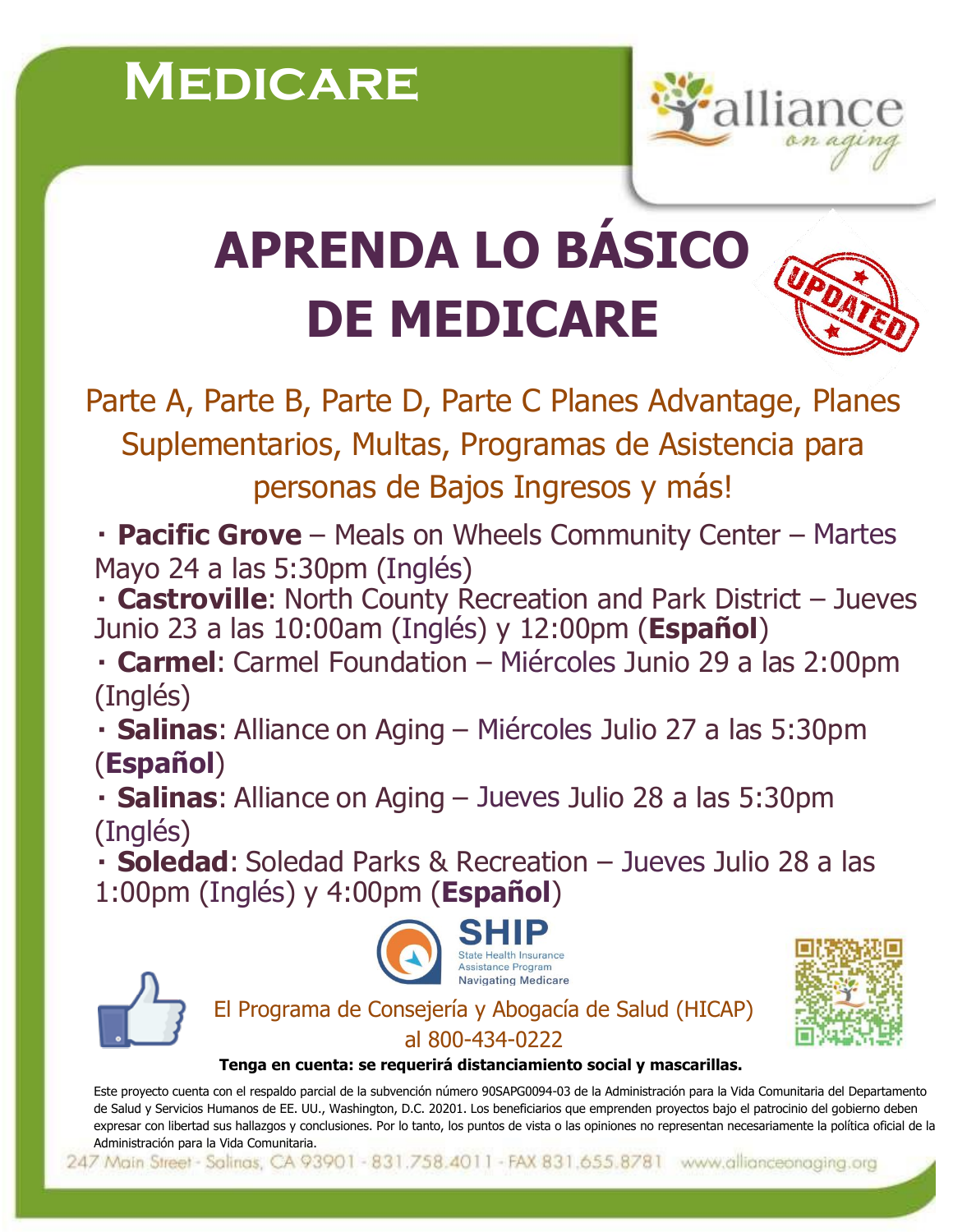# Medicare

alliance *on aging*

## APRENDA LO BÁSICO DE MEDICARE

UPDATED

Parte A, Parte B, Parte D, Parte C Planes Advantage, Planes Suplementarios, Multas, Programas de Asistencia para personas de Bajos Ingresos y más!

- **Pacific Grove** – Meals on Wheels Community Center – Martes Mayo 24 a las 5:30pm (Inglés)
- **Castroville**: North County Recreation and Park District – Jueves Junio 23 a las 10:00am (Inglés) y 12:00pm (**Español**)
- **Carmel**: Carmel Foundation – Miércoles Junio 29 a las 2:00pm (Inglés)
- **Salinas**: Alliance on Aging – Miércoles Julio 27 a las 5:30pm (**Español**)
- **Salinas**: Alliance on Aging – Jueves Julio 28 a las 5:30pm (Inglés)
- **Soledad**: Soledad Parks & Recreation – Jueves Julio 28 a las 1:00pm (Inglés) y 4:00pm (**Español**)

SHIP
State Health Insurance Assistance Program
Navigating Medicare

El Programa de Consejería y Abogacía de Salud (HICAP) al 800-434-0222

**Tenga en cuenta: se requerirá distanciamiento social y mascarillas.**

Este proyecto cuenta con el respaldo parcial de la subvención número 90SAPG0094-03 de la Administración para la Vida Comunitaria del Departamento de Salud y Servicios Humanos de EE. UU., Washington, D.C. 20201. Los beneficiarios que emprenden proyectos bajo el patrocinio del gobierno deben expresar con libertad sus hallazgos y conclusiones. Por lo tanto, los puntos de vista o las opiniones no representan necesariamente la política oficial de la Administración para la Vida Comunitaria.

247 Main Street - Salinas, CA 93901 - 831.758.4011 - FAX 831.655.8781 www.allianceonaging.org